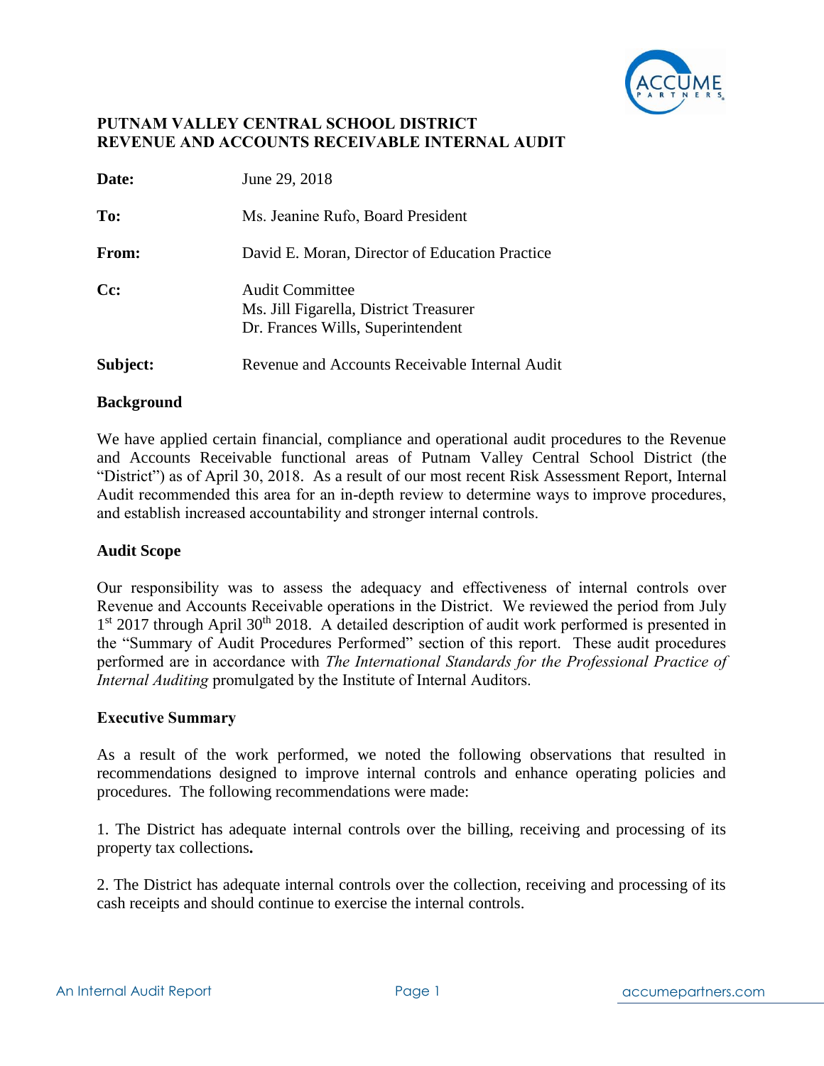# PUTNAM VALLEY CENTRAL SCHOOL DISTRICT
# REVENUE AND ACCOUNTS RECEIVABLE INTERNAL AUDIT

| | |
|---|---|
| **Date:** | June 29, 2018 |
| **To:** | Ms. Jeanine Rufo, Board President |
| **From:** | David E. Moran, Director of Education Practice |
| **Cc:** | Audit Committee<br>Ms. Jill Figarella, District Treasurer<br>Dr. Frances Wills, Superintendent |
| **Subject:** | Revenue and Accounts Receivable Internal Audit |

## Background

We have applied certain financial, compliance and operational audit procedures to the Revenue and Accounts Receivable functional areas of Putnam Valley Central School District (the "District") as of April 30, 2018. As a result of our most recent Risk Assessment Report, Internal Audit recommended this area for an in-depth review to determine ways to improve procedures, and establish increased accountability and stronger internal controls.

## Audit Scope

Our responsibility was to assess the adequacy and effectiveness of internal controls over Revenue and Accounts Receivable operations in the District. We reviewed the period from July 1st 2017 through April 30th 2018. A detailed description of audit work performed is presented in the "Summary of Audit Procedures Performed" section of this report. These audit procedures performed are in accordance with *The International Standards for the Professional Practice of Internal Auditing* promulgated by the Institute of Internal Auditors.

## Executive Summary

As a result of the work performed, we noted the following observations that resulted in recommendations designed to improve internal controls and enhance operating policies and procedures. The following recommendations were made:

1. The District has adequate internal controls over the billing, receiving and processing of its property tax collections**.**

2. The District has adequate internal controls over the collection, receiving and processing of its cash receipts and should continue to exercise the internal controls.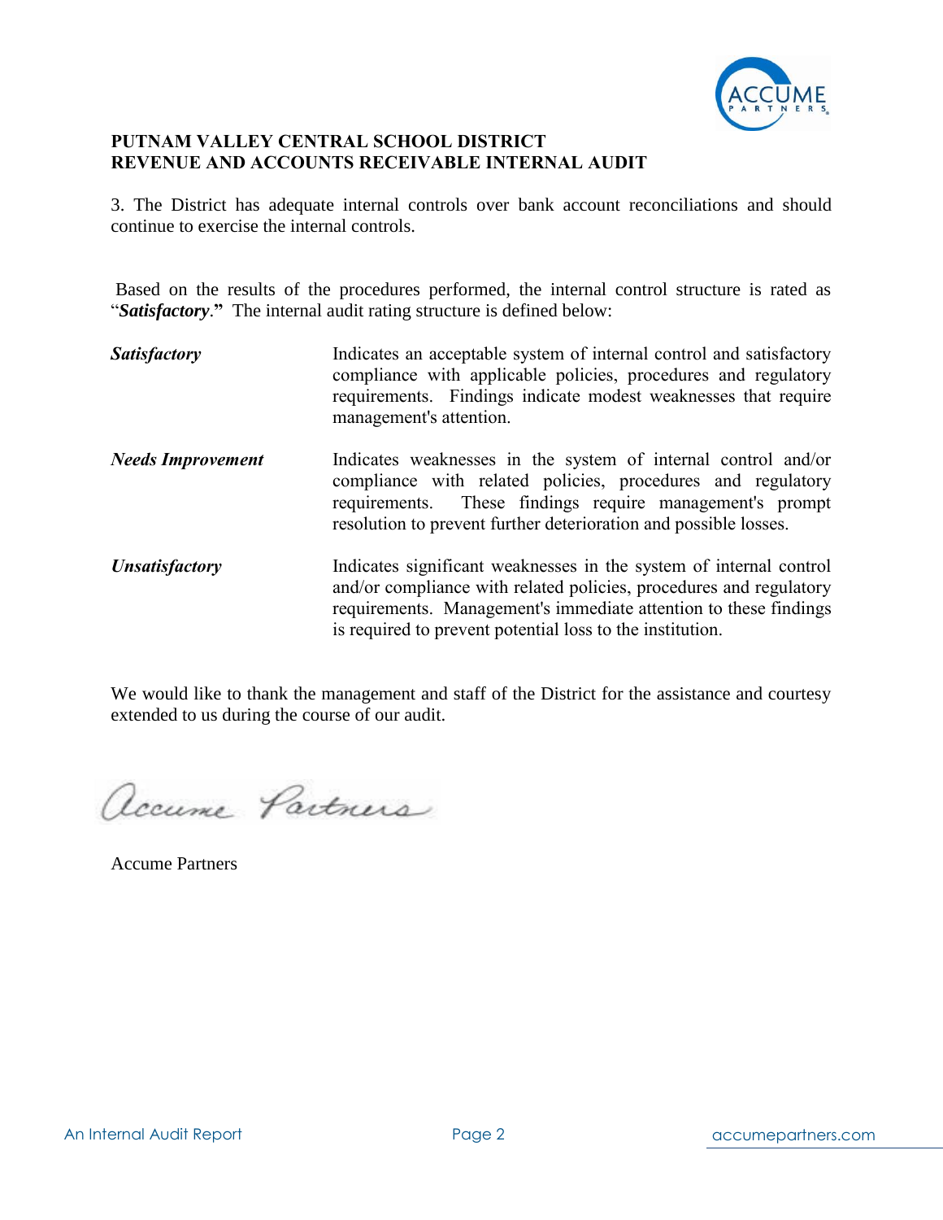**PUTNAM VALLEY CENTRAL SCHOOL DISTRICT**
**REVENUE AND ACCOUNTS RECEIVABLE INTERNAL AUDIT**

3. The District has adequate internal controls over bank account reconciliations and should continue to exercise the internal controls.

Based on the results of the procedures performed, the internal control structure is rated as "***Satisfactory***." The internal audit rating structure is defined below:

| | |
|---|---|
| ***Satisfactory*** | Indicates an acceptable system of internal control and satisfactory compliance with applicable policies, procedures and regulatory requirements. Findings indicate modest weaknesses that require management's attention. |
| ***Needs Improvement*** | Indicates weaknesses in the system of internal control and/or compliance with related policies, procedures and regulatory requirements. These findings require management's prompt resolution to prevent further deterioration and possible losses. |
| ***Unsatisfactory*** | Indicates significant weaknesses in the system of internal control and/or compliance with related policies, procedures and regulatory requirements. Management's immediate attention to these findings is required to prevent potential loss to the institution. |

We would like to thank the management and staff of the District for the assistance and courtesy extended to us during the course of our audit.

*Accume Partners*

Accume Partners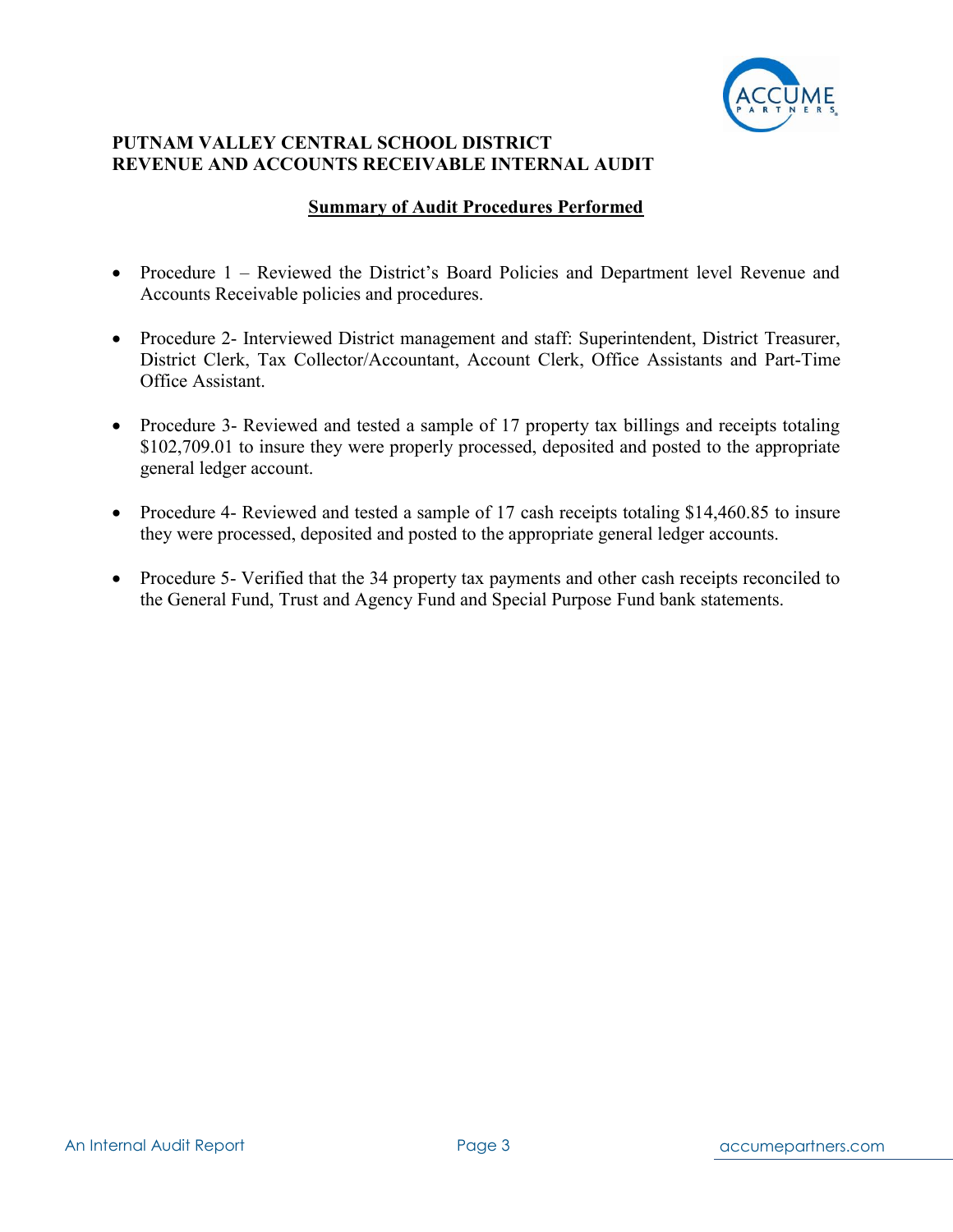**PUTNAM VALLEY CENTRAL SCHOOL DISTRICT**
**REVENUE AND ACCOUNTS RECEIVABLE INTERNAL AUDIT**

## Summary of Audit Procedures Performed

- Procedure 1 – Reviewed the District's Board Policies and Department level Revenue and Accounts Receivable policies and procedures.

- Procedure 2- Interviewed District management and staff: Superintendent, District Treasurer, District Clerk, Tax Collector/Accountant, Account Clerk, Office Assistants and Part-Time Office Assistant.

- Procedure 3- Reviewed and tested a sample of 17 property tax billings and receipts totaling $102,709.01 to insure they were properly processed, deposited and posted to the appropriate general ledger account.

- Procedure 4- Reviewed and tested a sample of 17 cash receipts totaling $14,460.85 to insure they were processed, deposited and posted to the appropriate general ledger accounts.

- Procedure 5- Verified that the 34 property tax payments and other cash receipts reconciled to the General Fund, Trust and Agency Fund and Special Purpose Fund bank statements.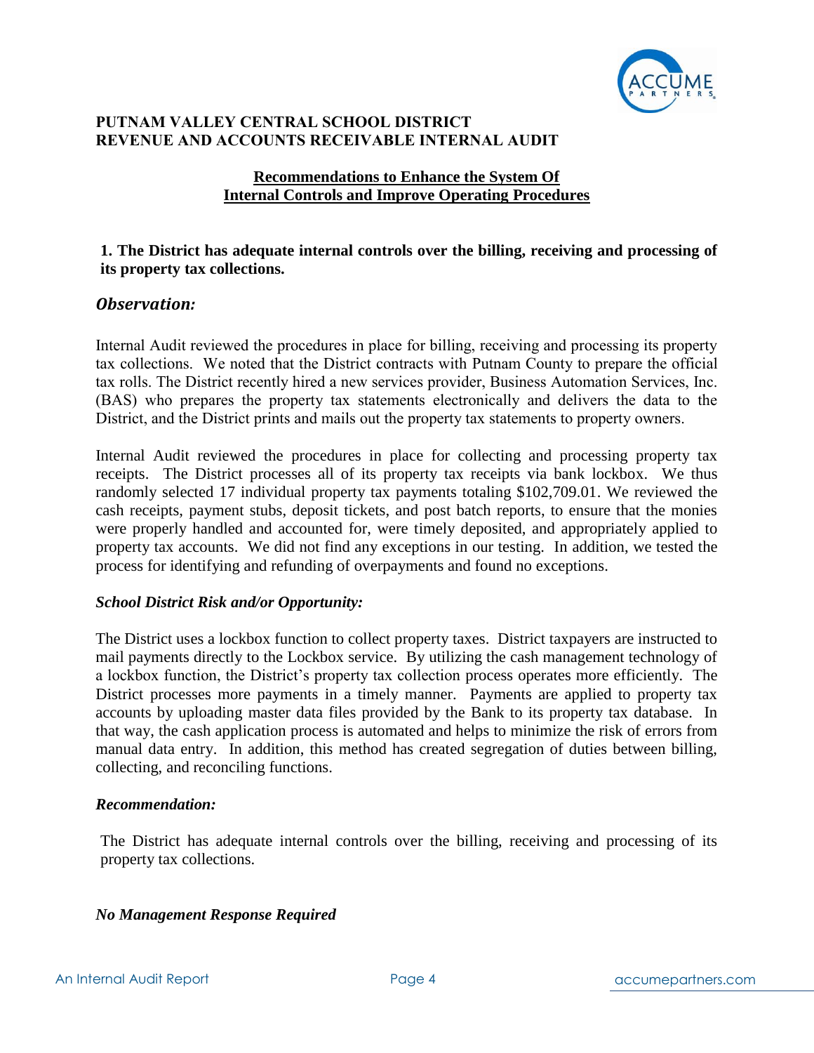**PUTNAM VALLEY CENTRAL SCHOOL DISTRICT**
**REVENUE AND ACCOUNTS RECEIVABLE INTERNAL AUDIT**

**Recommendations to Enhance the System Of Internal Controls and Improve Operating Procedures**

**1. The District has adequate internal controls over the billing, receiving and processing of its property tax collections.**

## *Observation:*

Internal Audit reviewed the procedures in place for billing, receiving and processing its property tax collections. We noted that the District contracts with Putnam County to prepare the official tax rolls. The District recently hired a new services provider, Business Automation Services, Inc. (BAS) who prepares the property tax statements electronically and delivers the data to the District, and the District prints and mails out the property tax statements to property owners.

Internal Audit reviewed the procedures in place for collecting and processing property tax receipts. The District processes all of its property tax receipts via bank lockbox. We thus randomly selected 17 individual property tax payments totaling $102,709.01. We reviewed the cash receipts, payment stubs, deposit tickets, and post batch reports, to ensure that the monies were properly handled and accounted for, were timely deposited, and appropriately applied to property tax accounts. We did not find any exceptions in our testing. In addition, we tested the process for identifying and refunding of overpayments and found no exceptions.

***School District Risk and/or Opportunity:***

The District uses a lockbox function to collect property taxes. District taxpayers are instructed to mail payments directly to the Lockbox service. By utilizing the cash management technology of a lockbox function, the District's property tax collection process operates more efficiently. The District processes more payments in a timely manner. Payments are applied to property tax accounts by uploading master data files provided by the Bank to its property tax database. In that way, the cash application process is automated and helps to minimize the risk of errors from manual data entry. In addition, this method has created segregation of duties between billing, collecting, and reconciling functions.

***Recommendation:***

The District has adequate internal controls over the billing, receiving and processing of its property tax collections.

***No Management Response Required***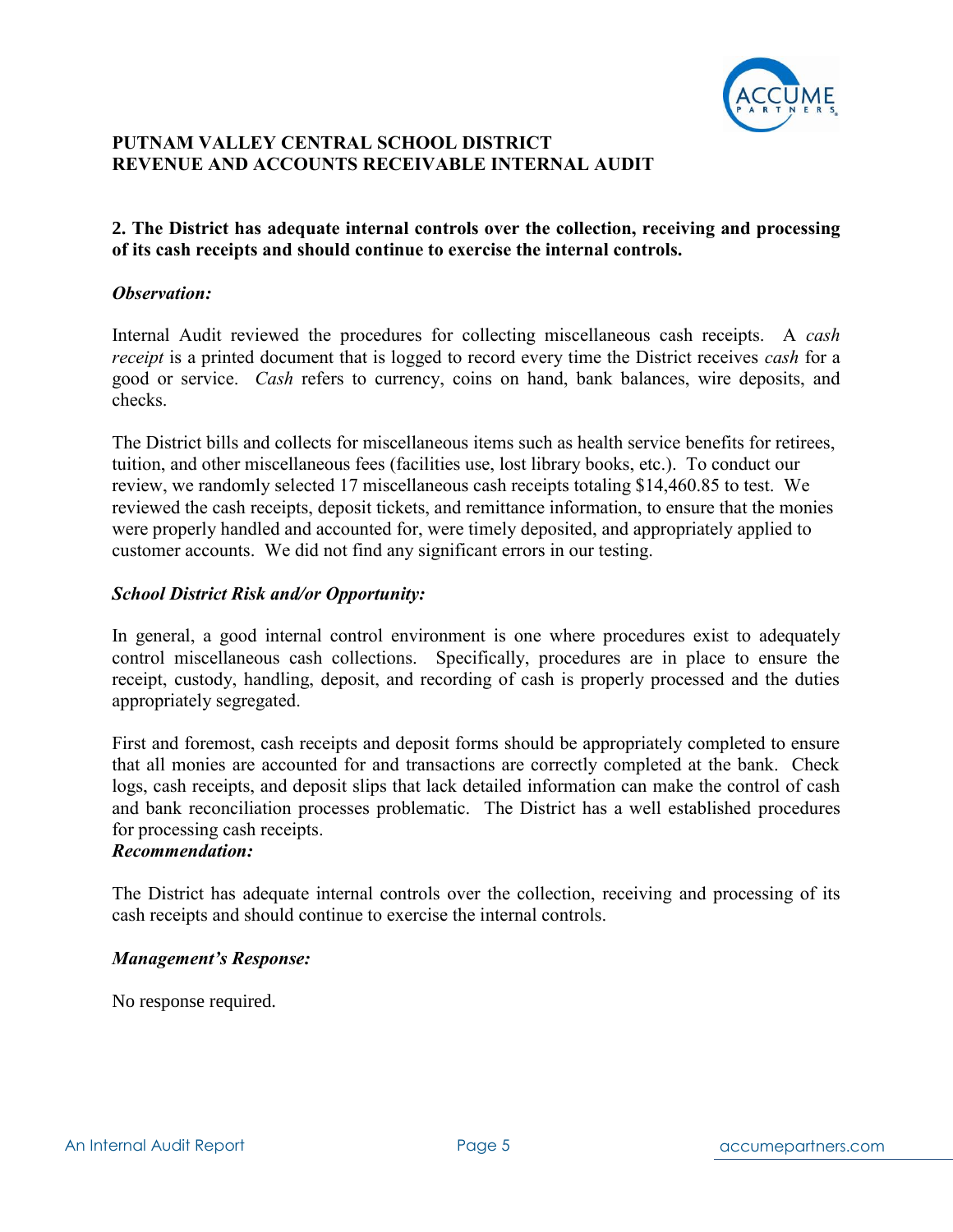**PUTNAM VALLEY CENTRAL SCHOOL DISTRICT**
**REVENUE AND ACCOUNTS RECEIVABLE INTERNAL AUDIT**

## 2. The District has adequate internal controls over the collection, receiving and processing of its cash receipts and should continue to exercise the internal controls.

***Observation:***

Internal Audit reviewed the procedures for collecting miscellaneous cash receipts. A *cash receipt* is a printed document that is logged to record every time the District receives *cash* for a good or service. *Cash* refers to currency, coins on hand, bank balances, wire deposits, and checks.

The District bills and collects for miscellaneous items such as health service benefits for retirees, tuition, and other miscellaneous fees (facilities use, lost library books, etc.). To conduct our review, we randomly selected 17 miscellaneous cash receipts totaling $14,460.85 to test. We reviewed the cash receipts, deposit tickets, and remittance information, to ensure that the monies were properly handled and accounted for, were timely deposited, and appropriately applied to customer accounts. We did not find any significant errors in our testing.

***School District Risk and/or Opportunity:***

In general, a good internal control environment is one where procedures exist to adequately control miscellaneous cash collections. Specifically, procedures are in place to ensure the receipt, custody, handling, deposit, and recording of cash is properly processed and the duties appropriately segregated.

First and foremost, cash receipts and deposit forms should be appropriately completed to ensure that all monies are accounted for and transactions are correctly completed at the bank. Check logs, cash receipts, and deposit slips that lack detailed information can make the control of cash and bank reconciliation processes problematic. The District has a well established procedures for processing cash receipts.

***Recommendation:***

The District has adequate internal controls over the collection, receiving and processing of its cash receipts and should continue to exercise the internal controls.

***Management's Response:***

No response required.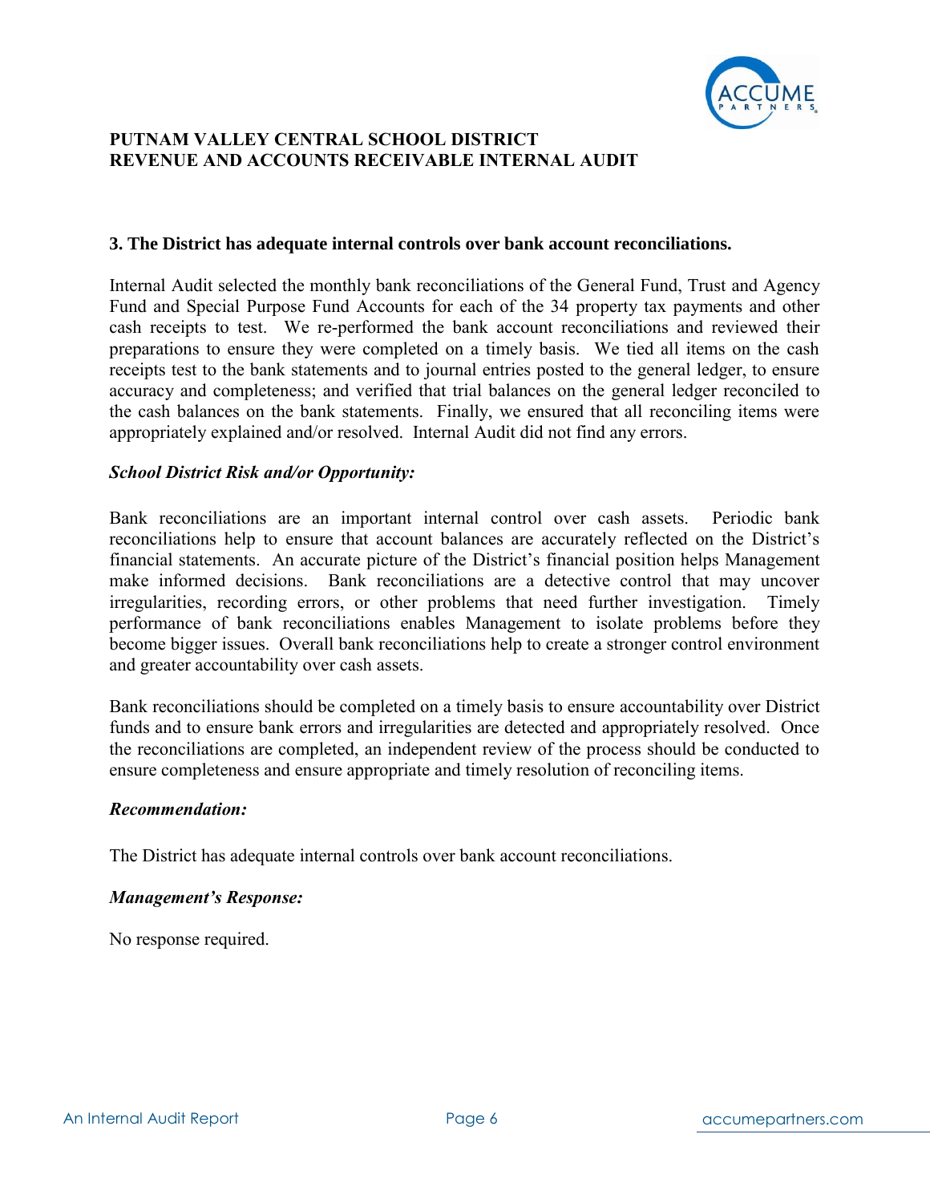**PUTNAM VALLEY CENTRAL SCHOOL DISTRICT**
**REVENUE AND ACCOUNTS RECEIVABLE INTERNAL AUDIT**

### 3. The District has adequate internal controls over bank account reconciliations.

Internal Audit selected the monthly bank reconciliations of the General Fund, Trust and Agency Fund and Special Purpose Fund Accounts for each of the 34 property tax payments and other cash receipts to test. We re-performed the bank account reconciliations and reviewed their preparations to ensure they were completed on a timely basis. We tied all items on the cash receipts test to the bank statements and to journal entries posted to the general ledger, to ensure accuracy and completeness; and verified that trial balances on the general ledger reconciled to the cash balances on the bank statements. Finally, we ensured that all reconciling items were appropriately explained and/or resolved. Internal Audit did not find any errors.

***School District Risk and/or Opportunity:***

Bank reconciliations are an important internal control over cash assets. Periodic bank reconciliations help to ensure that account balances are accurately reflected on the District's financial statements. An accurate picture of the District's financial position helps Management make informed decisions. Bank reconciliations are a detective control that may uncover irregularities, recording errors, or other problems that need further investigation. Timely performance of bank reconciliations enables Management to isolate problems before they become bigger issues. Overall bank reconciliations help to create a stronger control environment and greater accountability over cash assets.

Bank reconciliations should be completed on a timely basis to ensure accountability over District funds and to ensure bank errors and irregularities are detected and appropriately resolved. Once the reconciliations are completed, an independent review of the process should be conducted to ensure completeness and ensure appropriate and timely resolution of reconciling items.

***Recommendation:***

The District has adequate internal controls over bank account reconciliations.

***Management's Response:***

No response required.